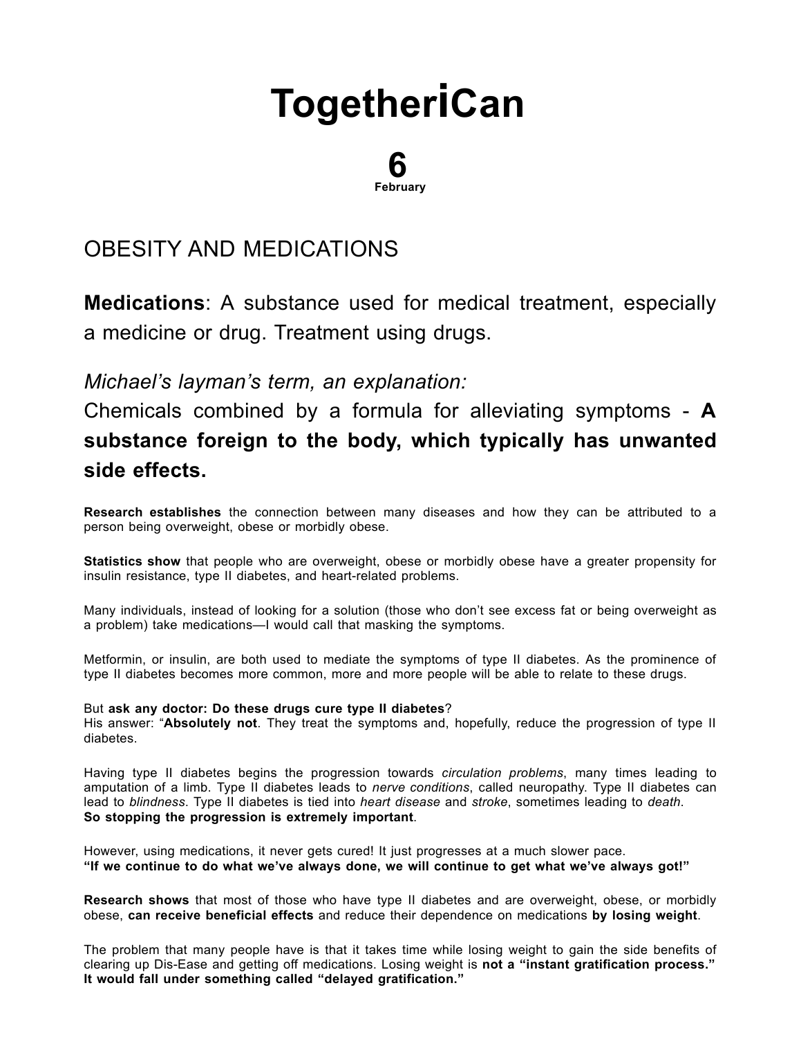# TogetheriCan

**6**
**February**

## OBESITY AND MEDICATIONS

**Medications**: A substance used for medical treatment, especially a medicine or drug. Treatment using drugs.

*Michael's layman's term, an explanation:*
Chemicals combined by a formula for alleviating symptoms - **A substance foreign to the body, which typically has unwanted side effects.**

**Research establishes** the connection between many diseases and how they can be attributed to a person being overweight, obese or morbidly obese.

**Statistics show** that people who are overweight, obese or morbidly obese have a greater propensity for insulin resistance, type II diabetes, and heart-related problems.

Many individuals, instead of looking for a solution (those who don't see excess fat or being overweight as a problem) take medications—I would call that masking the symptoms.

Metformin, or insulin, are both used to mediate the symptoms of type II diabetes. As the prominence of type II diabetes becomes more common, more and more people will be able to relate to these drugs.

But **ask any doctor: Do these drugs cure type II diabetes**?
His answer: "**Absolutely not**. They treat the symptoms and, hopefully, reduce the progression of type II diabetes.

Having type II diabetes begins the progression towards *circulation problems*, many times leading to amputation of a limb. Type II diabetes leads to *nerve conditions*, called neuropathy. Type II diabetes can lead to *blindness*. Type II diabetes is tied into *heart disease* and *stroke*, sometimes leading to *death*.
**So stopping the progression is extremely important**.

However, using medications, it never gets cured! It just progresses at a much slower pace.
**"If we continue to do what we've always done, we will continue to get what we've always got!"**

**Research shows** that most of those who have type II diabetes and are overweight, obese, or morbidly obese, **can receive beneficial effects** and reduce their dependence on medications **by losing weight**.

The problem that many people have is that it takes time while losing weight to gain the side benefits of clearing up Dis-Ease and getting off medications. Losing weight is **not a "instant gratification process." It would fall under something called "delayed gratification."**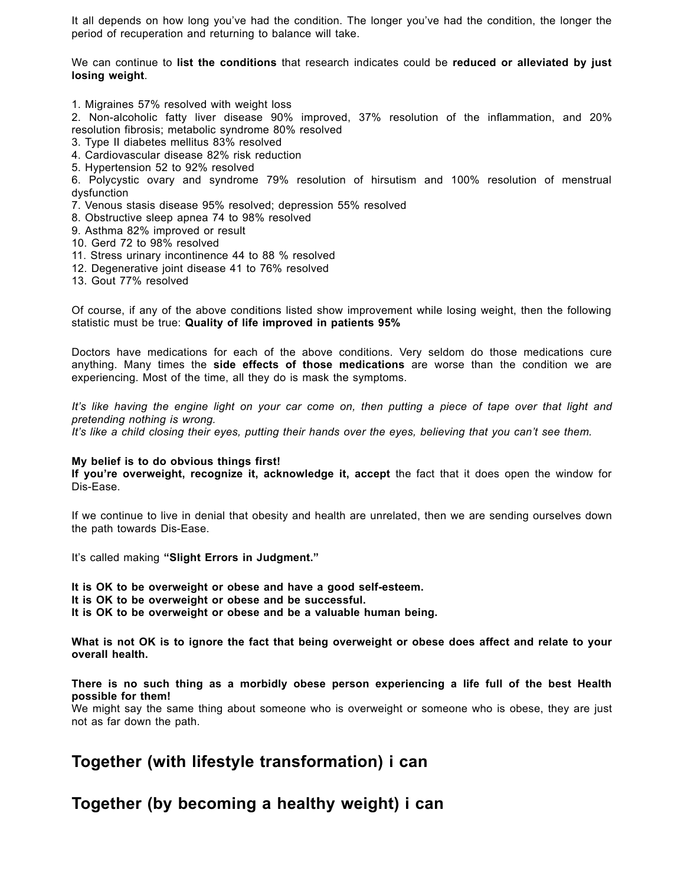It all depends on how long you've had the condition. The longer you've had the condition, the longer the period of recuperation and returning to balance will take.

We can continue to **list the conditions** that research indicates could be **reduced or alleviated by just losing weight**.

1. Migraines 57% resolved with weight loss
2. Non-alcoholic fatty liver disease 90% improved, 37% resolution of the inflammation, and 20% resolution fibrosis; metabolic syndrome 80% resolved
3. Type II diabetes mellitus 83% resolved
4. Cardiovascular disease 82% risk reduction
5. Hypertension 52 to 92% resolved
6. Polycystic ovary and syndrome 79% resolution of hirsutism and 100% resolution of menstrual dysfunction
7. Venous stasis disease 95% resolved; depression 55% resolved
8. Obstructive sleep apnea 74 to 98% resolved
9. Asthma 82% improved or result
10. Gerd 72 to 98% resolved
11. Stress urinary incontinence 44 to 88 % resolved
12. Degenerative joint disease 41 to 76% resolved
13. Gout 77% resolved

Of course, if any of the above conditions listed show improvement while losing weight, then the following statistic must be true: **Quality of life improved in patients 95%**

Doctors have medications for each of the above conditions. Very seldom do those medications cure anything. Many times the **side effects of those medications** are worse than the condition we are experiencing. Most of the time, all they do is mask the symptoms.

*It's like having the engine light on your car come on, then putting a piece of tape over that light and pretending nothing is wrong.*
*It's like a child closing their eyes, putting their hands over the eyes, believing that you can't see them.*

**My belief is to do obvious things first!**
**If you're overweight, recognize it, acknowledge it, accept** the fact that it does open the window for Dis-Ease.

If we continue to live in denial that obesity and health are unrelated, then we are sending ourselves down the path towards Dis-Ease.

It's called making **"Slight Errors in Judgment."**

**It is OK to be overweight or obese and have a good self-esteem.**
**It is OK to be overweight or obese and be successful.**
**It is OK to be overweight or obese and be a valuable human being.**

**What is not OK is to ignore the fact that being overweight or obese does affect and relate to your overall health.**

**There is no such thing as a morbidly obese person experiencing a life full of the best Health possible for them!**
We might say the same thing about someone who is overweight or someone who is obese, they are just not as far down the path.

## Together (with lifestyle transformation) i can

## Together (by becoming a healthy weight) i can